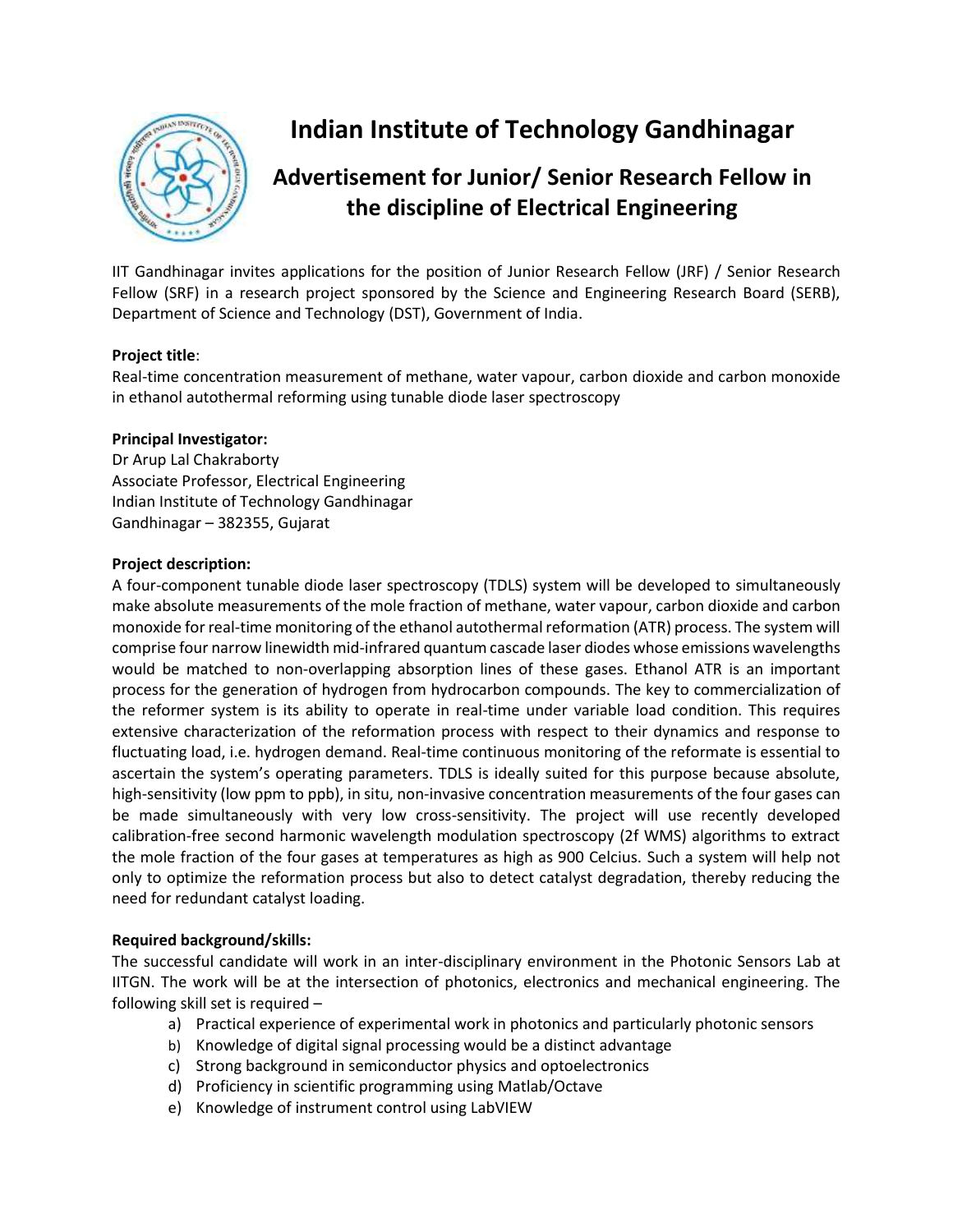# Indian Institute of Technology Gandhinagar

## Advertisement for Junior/ Senior Research Fellow in the discipline of Electrical Engineering

IIT Gandhinagar invites applications for the position of Junior Research Fellow (JRF) / Senior Research Fellow (SRF) in a research project sponsored by the Science and Engineering Research Board (SERB), Department of Science and Technology (DST), Government of India.

**Project title**:
Real-time concentration measurement of methane, water vapour, carbon dioxide and carbon monoxide in ethanol autothermal reforming using tunable diode laser spectroscopy

**Principal Investigator:**
Dr Arup Lal Chakraborty
Associate Professor, Electrical Engineering
Indian Institute of Technology Gandhinagar
Gandhinagar – 382355, Gujarat

**Project description:**
A four-component tunable diode laser spectroscopy (TDLS) system will be developed to simultaneously make absolute measurements of the mole fraction of methane, water vapour, carbon dioxide and carbon monoxide for real-time monitoring of the ethanol autothermal reformation (ATR) process. The system will comprise four narrow linewidth mid-infrared quantum cascade laser diodes whose emissions wavelengths would be matched to non-overlapping absorption lines of these gases. Ethanol ATR is an important process for the generation of hydrogen from hydrocarbon compounds. The key to commercialization of the reformer system is its ability to operate in real-time under variable load condition. This requires extensive characterization of the reformation process with respect to their dynamics and response to fluctuating load, i.e. hydrogen demand. Real-time continuous monitoring of the reformate is essential to ascertain the system's operating parameters. TDLS is ideally suited for this purpose because absolute, high-sensitivity (low ppm to ppb), in situ, non-invasive concentration measurements of the four gases can be made simultaneously with very low cross-sensitivity. The project will use recently developed calibration-free second harmonic wavelength modulation spectroscopy (2f WMS) algorithms to extract the mole fraction of the four gases at temperatures as high as 900 Celcius. Such a system will help not only to optimize the reformation process but also to detect catalyst degradation, thereby reducing the need for redundant catalyst loading.

**Required background/skills:**
The successful candidate will work in an inter-disciplinary environment in the Photonic Sensors Lab at IITGN. The work will be at the intersection of photonics, electronics and mechanical engineering. The following skill set is required –

a) Practical experience of experimental work in photonics and particularly photonic sensors
b) Knowledge of digital signal processing would be a distinct advantage
c) Strong background in semiconductor physics and optoelectronics
d) Proficiency in scientific programming using Matlab/Octave
e) Knowledge of instrument control using LabVIEW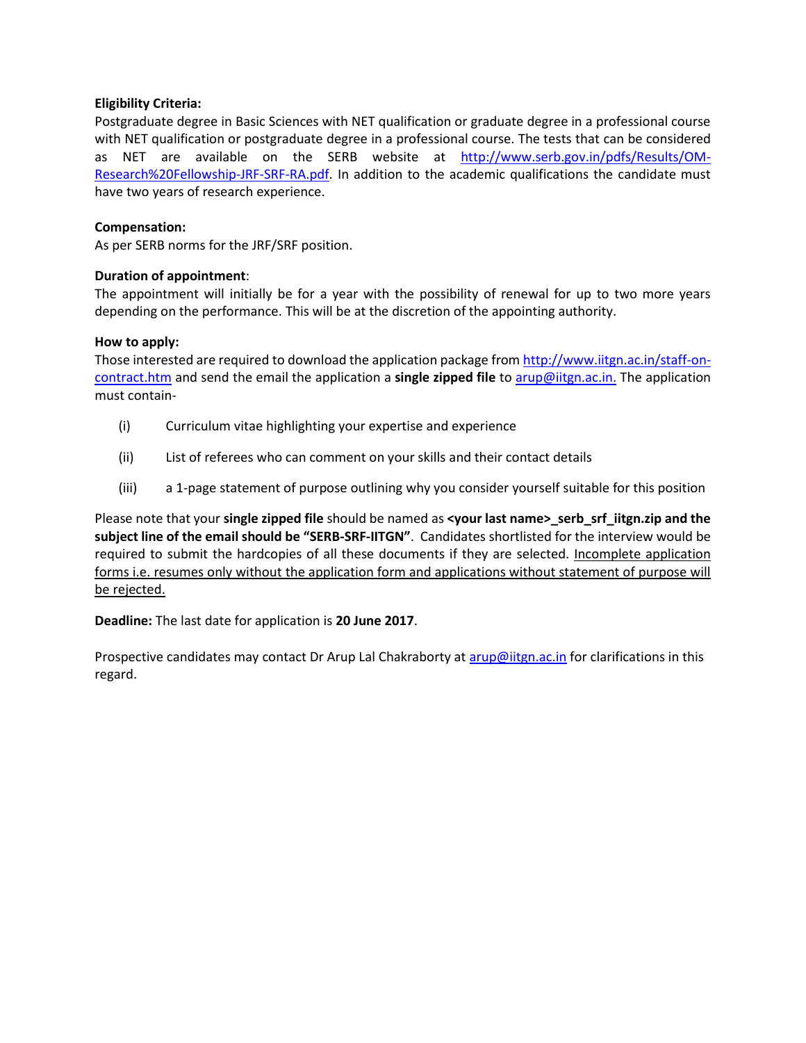**Eligibility Criteria:**

Postgraduate degree in Basic Sciences with NET qualification or graduate degree in a professional course with NET qualification or postgraduate degree in a professional course. The tests that can be considered as NET are available on the SERB website at http://www.serb.gov.in/pdfs/Results/OM-Research%20Fellowship-JRF-SRF-RA.pdf. In addition to the academic qualifications the candidate must have two years of research experience.

**Compensation:**

As per SERB norms for the JRF/SRF position.

**Duration of appointment**:

The appointment will initially be for a year with the possibility of renewal for up to two more years depending on the performance. This will be at the discretion of the appointing authority.

**How to apply:**

Those interested are required to download the application package from http://www.iitgn.ac.in/staff-on-contract.htm and send the email the application a **single zipped file** to arup@iitgn.ac.in. The application must contain-

(i) Curriculum vitae highlighting your expertise and experience

(ii) List of referees who can comment on your skills and their contact details

(iii) a 1-page statement of purpose outlining why you consider yourself suitable for this position

Please note that your **single zipped file** should be named as **<your last name>_serb_srf_iitgn.zip and the subject line of the email should be "SERB-SRF-IITGN"**. Candidates shortlisted for the interview would be required to submit the hardcopies of all these documents if they are selected. Incomplete application forms i.e. resumes only without the application form and applications without statement of purpose will be rejected.

**Deadline:** The last date for application is **20 June 2017**.

Prospective candidates may contact Dr Arup Lal Chakraborty at arup@iitgn.ac.in for clarifications in this regard.